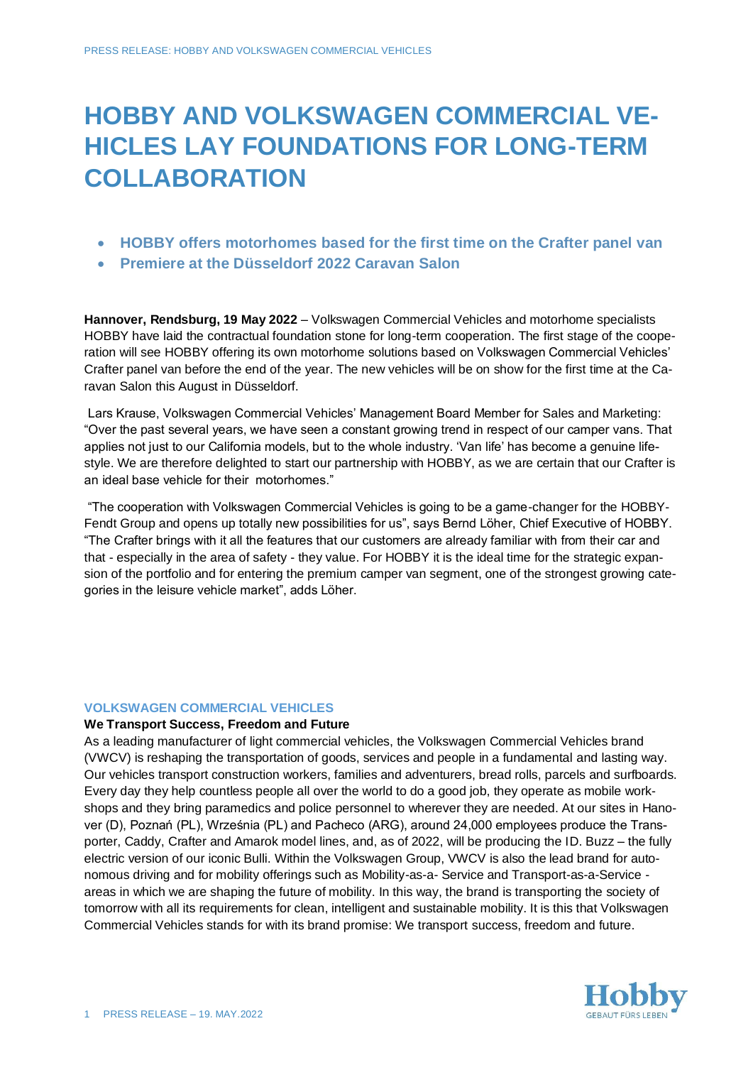# HOBBY AND VOLKSWAGEN COMMERCIAL VEHICLES LAY FOUNDATIONS FOR LONG-TERM COLLABORATION

- **HOBBY offers motorhomes based for the first time on the Crafter panel van**
- **Premiere at the Düsseldorf 2022 Caravan Salon**

**Hannover, Rendsburg, 19 May 2022** – Volkswagen Commercial Vehicles and motorhome specialists HOBBY have laid the contractual foundation stone for long-term cooperation. The first stage of the cooperation will see HOBBY offering its own motorhome solutions based on Volkswagen Commercial Vehicles' Crafter panel van before the end of the year. The new vehicles will be on show for the first time at the Caravan Salon this August in Düsseldorf.

Lars Krause, Volkswagen Commercial Vehicles' Management Board Member for Sales and Marketing: "Over the past several years, we have seen a constant growing trend in respect of our camper vans. That applies not just to our California models, but to the whole industry. 'Van life' has become a genuine lifestyle. We are therefore delighted to start our partnership with HOBBY, as we are certain that our Crafter is an ideal base vehicle for their motorhomes."

"The cooperation with Volkswagen Commercial Vehicles is going to be a game-changer for the HOBBY-Fendt Group and opens up totally new possibilities for us", says Bernd Löher, Chief Executive of HOBBY. "The Crafter brings with it all the features that our customers are already familiar with from their car and that - especially in the area of safety - they value. For HOBBY it is the ideal time for the strategic expansion of the portfolio and for entering the premium camper van segment, one of the strongest growing categories in the leisure vehicle market", adds Löher.

## VOLKSWAGEN COMMERCIAL VEHICLES

**We Transport Success, Freedom and Future**

As a leading manufacturer of light commercial vehicles, the Volkswagen Commercial Vehicles brand (VWCV) is reshaping the transportation of goods, services and people in a fundamental and lasting way. Our vehicles transport construction workers, families and adventurers, bread rolls, parcels and surfboards. Every day they help countless people all over the world to do a good job, they operate as mobile workshops and they bring paramedics and police personnel to wherever they are needed. At our sites in Hanover (D), Poznań (PL), Września (PL) and Pacheco (ARG), around 24,000 employees produce the Transporter, Caddy, Crafter and Amarok model lines, and, as of 2022, will be producing the ID. Buzz – the fully electric version of our iconic Bulli. Within the Volkswagen Group, VWCV is also the lead brand for autonomous driving and for mobility offerings such as Mobility-as-a- Service and Transport-as-a-Service - areas in which we are shaping the future of mobility. In this way, the brand is transporting the society of tomorrow with all its requirements for clean, intelligent and sustainable mobility. It is this that Volkswagen Commercial Vehicles stands for with its brand promise: We transport success, freedom and future.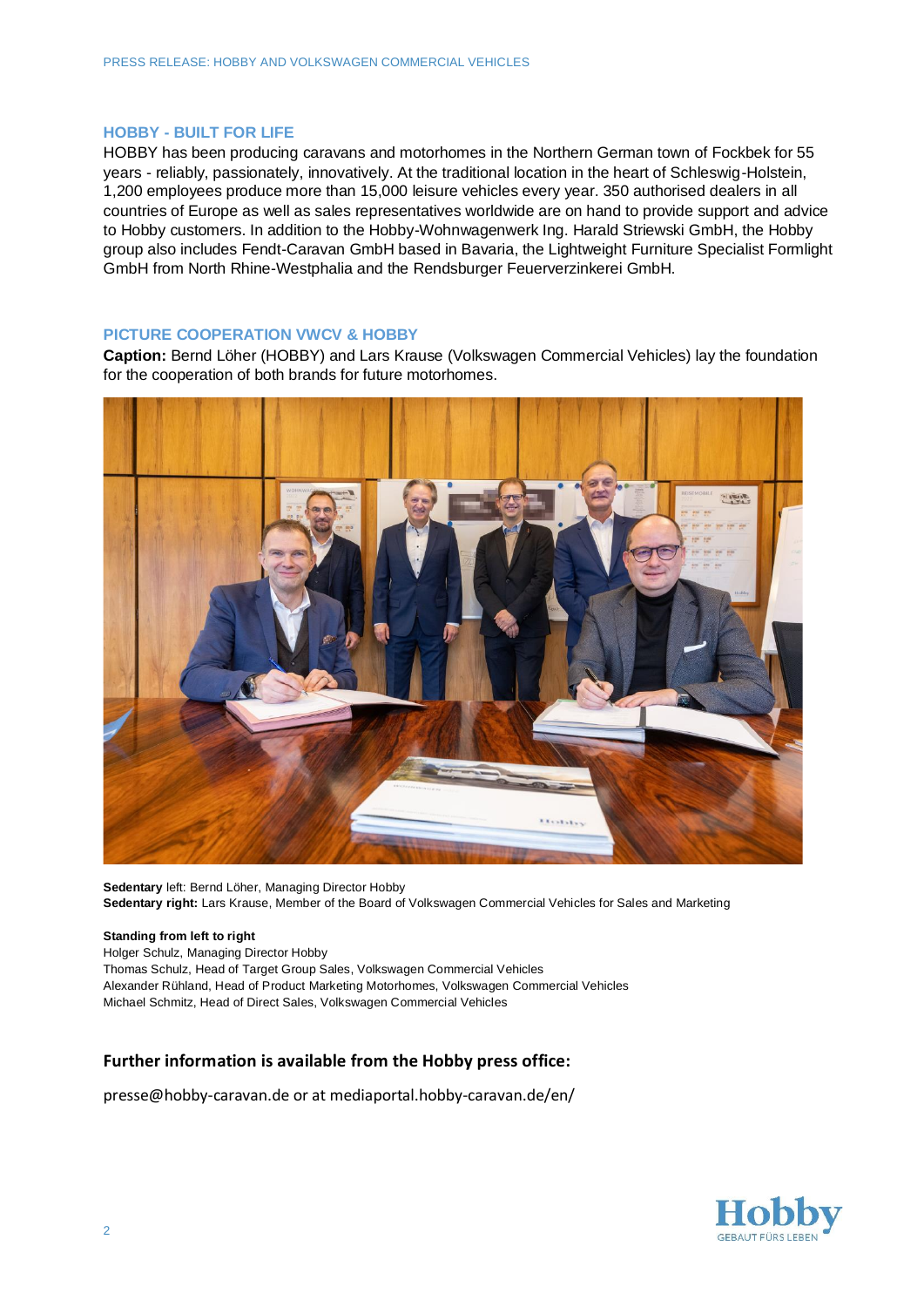## HOBBY - BUILT FOR LIFE

HOBBY has been producing caravans and motorhomes in the Northern German town of Fockbek for 55 years - reliably, passionately, innovatively. At the traditional location in the heart of Schleswig-Holstein, 1,200 employees produce more than 15,000 leisure vehicles every year. 350 authorised dealers in all countries of Europe as well as sales representatives worldwide are on hand to provide support and advice to Hobby customers. In addition to the Hobby-Wohnwagenwerk Ing. Harald Striewski GmbH, the Hobby group also includes Fendt-Caravan GmbH based in Bavaria, the Lightweight Furniture Specialist Formlight GmbH from North Rhine-Westphalia and the Rendsburger Feuerverzinkerei GmbH.

## PICTURE COOPERATION VWCV & HOBBY

**Caption:** Bernd Löher (HOBBY) and Lars Krause (Volkswagen Commercial Vehicles) lay the foundation for the cooperation of both brands for future motorhomes.

**Sedentary** left: Bernd Löher, Managing Director Hobby
**Sedentary right:** Lars Krause, Member of the Board of Volkswagen Commercial Vehicles for Sales and Marketing

**Standing from left to right**
Holger Schulz, Managing Director Hobby
Thomas Schulz, Head of Target Group Sales, Volkswagen Commercial Vehicles
Alexander Rühland, Head of Product Marketing Motorhomes, Volkswagen Commercial Vehicles
Michael Schmitz, Head of Direct Sales, Volkswagen Commercial Vehicles

### Further information is available from the Hobby press office:

presse@hobby-caravan.de or at mediaportal.hobby-caravan.de/en/